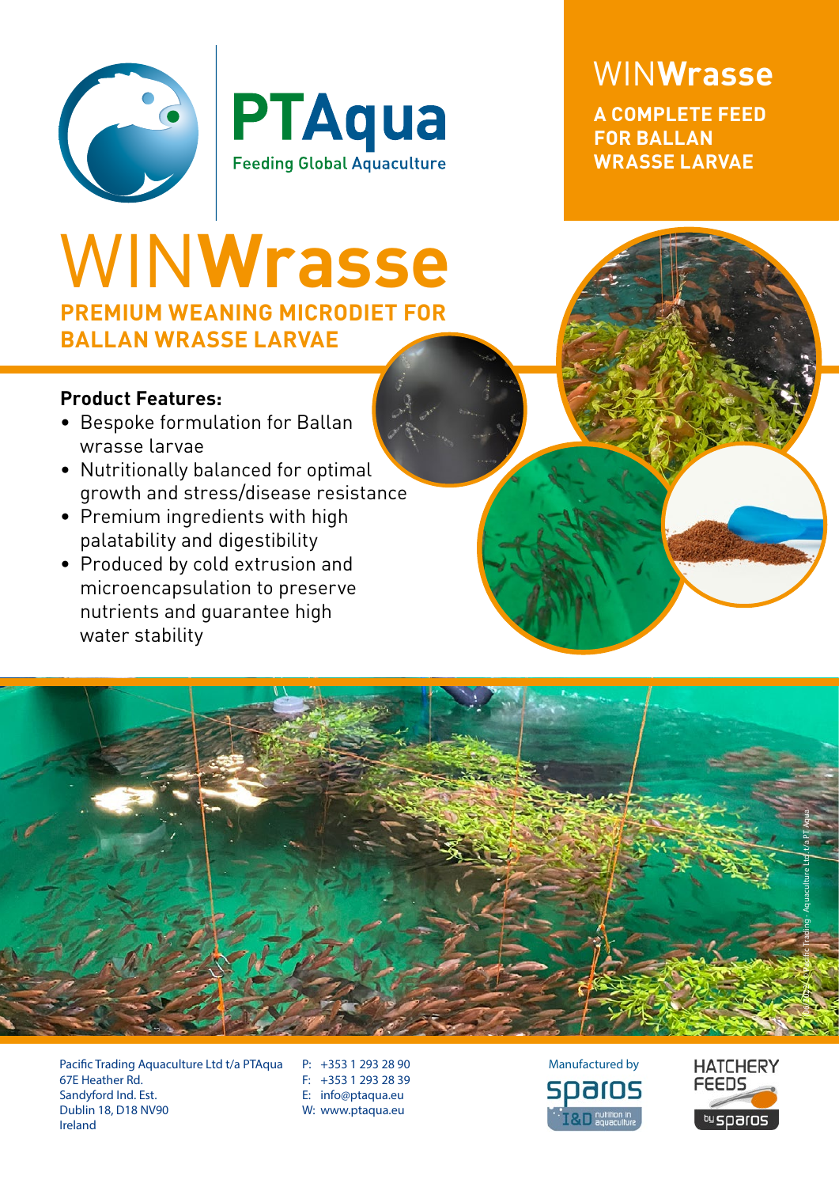# PTAqua

Feeding Global Aquaculture

## WINWrasse

**A COMPLETE FEED FOR BALLAN WRASSE LARVAE**

# WINWrasse

## PREMIUM WEANING MICRODIET FOR BALLAN WRASSE LARVAE

**Product Features:**

- Bespoke formulation for Ballan wrasse larvae
- Nutritionally balanced for optimal growth and stress/disease resistance
- Premium ingredients with high palatability and digestibility
- Produced by cold extrusion and microencapsulation to preserve nutrients and guarantee high water stability

Pacific Trading Aquaculture Ltd t/a PTAqua
67E Heather Rd.
Sandyford Ind. Est.
Dublin 18, D18 NV90
Ireland

P: +353 1 293 28 90
F: +353 1 293 28 39
E: info@ptaqua.eu
W: www.ptaqua.eu

Manufactured by sparos I&D nutrition in aquaculture

HATCHERY FEEDS by sparos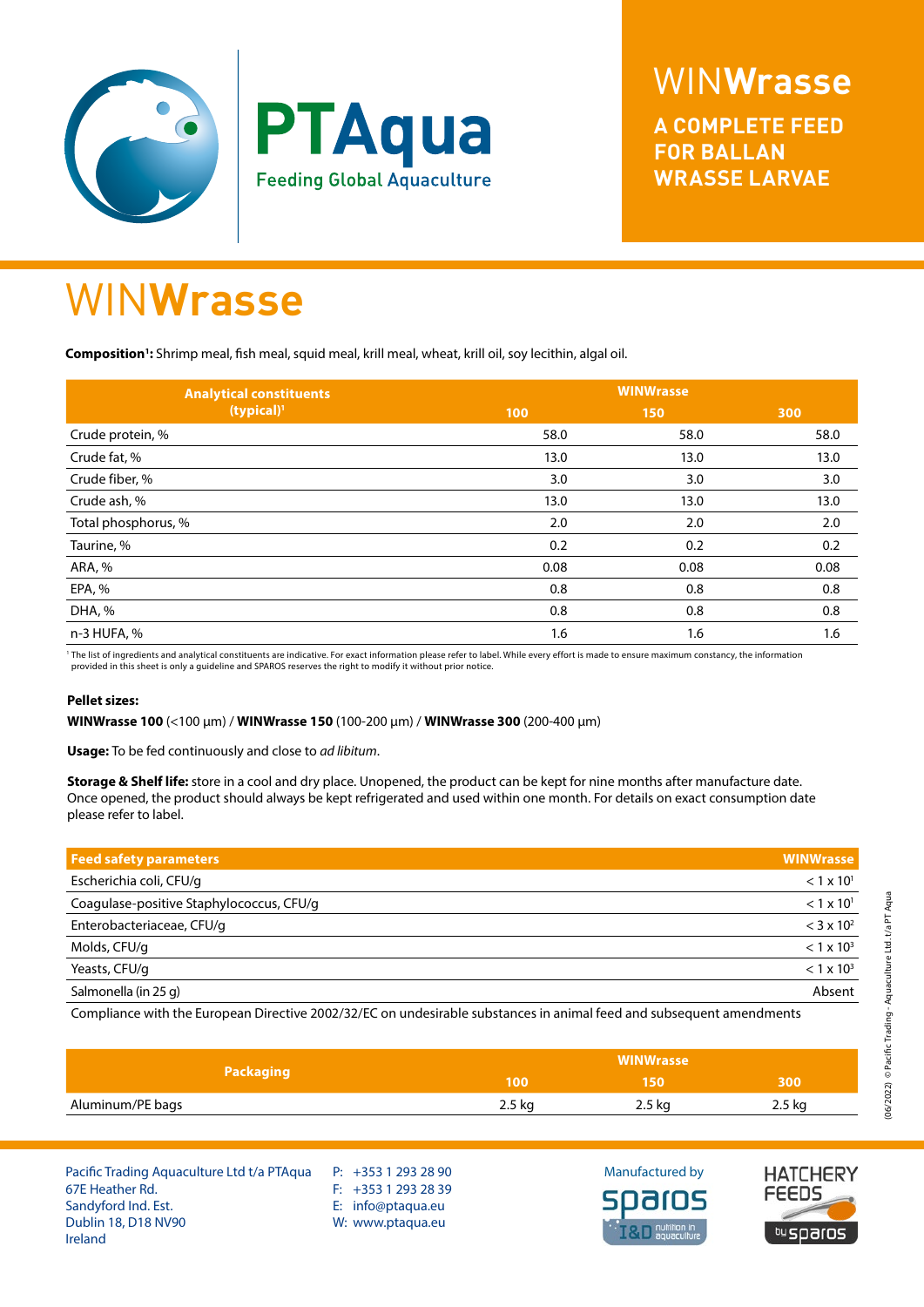PTAqua

Feeding Global Aquaculture

# WINWrasse

**A COMPLETE FEED FOR BALLAN WRASSE LARVAE**

## WINWrasse

**Composition[1]:** Shrimp meal, fish meal, squid meal, krill meal, wheat, krill oil, soy lecithin, algal oil.

| Analytical constituents (typical)[1] | WINWrasse | | |
|---|---|---|---|
| | 100 | 150 | 300 |
| Crude protein, % | 58.0 | 58.0 | 58.0 |
| Crude fat, % | 13.0 | 13.0 | 13.0 |
| Crude fiber, % | 3.0 | 3.0 | 3.0 |
| Crude ash, % | 13.0 | 13.0 | 13.0 |
| Total phosphorus, % | 2.0 | 2.0 | 2.0 |
| Taurine, % | 0.2 | 0.2 | 0.2 |
| ARA, % | 0.08 | 0.08 | 0.08 |
| EPA, % | 0.8 | 0.8 | 0.8 |
| DHA, % | 0.8 | 0.8 | 0.8 |
| n-3 HUFA, % | 1.6 | 1.6 | 1.6 |

[1] The list of ingredients and analytical constituents are indicative. For exact information please refer to label. While every effort is made to ensure maximum constancy, the information provided in this sheet is only a guideline and SPAROS reserves the right to modify it without prior notice.

**Pellet sizes:**

**WINWrasse 100** (<100 µm) / **WINWrasse 150** (100-200 µm) / **WINWrasse 300** (200-400 µm)

**Usage:** To be fed continuously and close to *ad libitum*.

**Storage & Shelf life:** store in a cool and dry place. Unopened, the product can be kept for nine months after manufacture date. Once opened, the product should always be kept refrigerated and used within one month. For details on exact consumption date please refer to label.

| Feed safety parameters | WINWrasse |
|---|---|
| Escherichia coli, CFU/g | $< 1 \times 10^1$ |
| Coagulase-positive Staphylococcus, CFU/g | $< 1 \times 10^1$ |
| Enterobacteriaceae, CFU/g | $< 3 \times 10^2$ |
| Molds, CFU/g | $< 1 \times 10^3$ |
| Yeasts, CFU/g | $< 1 \times 10^3$ |
| Salmonella (in 25 g) | Absent |

Compliance with the European Directive 2002/32/EC on undesirable substances in animal feed and subsequent amendments

| Packaging | WINWrasse | | |
|---|---|---|---|
| | 100 | 150 | 300 |
| Aluminum/PE bags | 2.5 kg | 2.5 kg | 2.5 kg |

Pacific Trading Aquaculture Ltd t/a PTAqua
67E Heather Rd.
Sandyford Ind. Est.
Dublin 18, D18 NV90
Ireland

P: +353 1 293 28 90
F: +353 1 293 28 39
E: info@ptaqua.eu
W: www.ptaqua.eu

Manufactured by sparos I&D nutrition in aquaculture

HATCHERY FEEDS by sparos

(06/2022) © Pacific Trading - Aquaculture Ltd. t/a PT Aqua